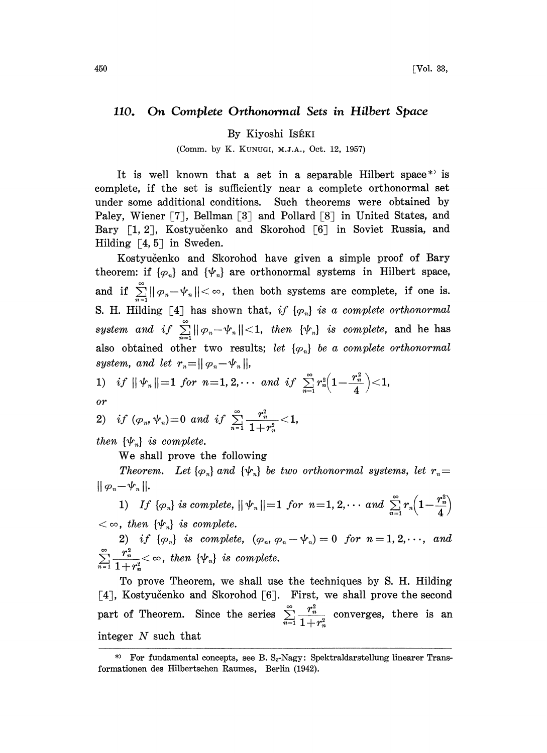## 110. On Complete Orthonormal Sets in Hilbert Space

By Kiyoshi ISÉKI

(Comm. by K. KUNUGI, M.J.A., Oct. 12, 1957)

It is well known that a set in a separable Hilbert space*) is complete, if the set is sufficiently near a complete orthonormal set under some additional conditions. Such theorems were obtained by Paley, Wiener [7], Bellman [3] and Pollard [8] in United States, and Bary [1, 2], Kostyučenko and Skorohod [6] in Soviet Russia, and Hilding [4, 5] in Sweden.

Kostyučenko and Skorohod have given a simple proof of Bary theorem: if $\{\varphi_n\}$ and $\{\psi_n\}$ are orthonormal systems in Hilbert space, and if $\sum_{n=1}^{\infty}\|\varphi_n-\psi_n\|<\infty$, then both systems are complete, if one is. S. H. Hilding [4] has shown that, *if* $\{\varphi_n\}$ *is a complete orthonormal system and if* $\sum_{n=1}^{\infty}\|\varphi_n-\psi_n\|<1$, *then* $\{\psi_n\}$ *is complete*, and he has also obtained other two results; *let* $\{\varphi_n\}$ *be a complete orthonormal system, and let* $r_n=\|\varphi_n-\psi_n\|$,

1) *if* $\|\psi_n\|=1$ *for* $n=1, 2,\cdots$ *and if* $\sum_{n=1}^{\infty}r_n^2\left(1-\frac{r_n^2}{4}\right)<1$,

*or*

2) *if* $(\varphi_n, \psi_n)=0$ *and if* $\sum_{n=1}^{\infty}\frac{r_n^2}{1+r_n^2}<1$,

*then* $\{\psi_n\}$ *is complete.*

We shall prove the following

*Theorem. Let* $\{\varphi_n\}$ *and* $\{\psi_n\}$ *be two orthonormal systems, let* $r_n=\|\varphi_n-\psi_n\|$.

1) *If* $\{\varphi_n\}$ *is complete,* $\|\psi_n\|=1$ *for* $n=1, 2,\cdots$ *and* $\sum_{n=1}^{\infty}r_n\left(1-\frac{r_n^2}{4}\right)<\infty$, *then* $\{\psi_n\}$ *is complete.*

2) *if* $\{\varphi_n\}$ *is complete,* $(\varphi_n, \varphi_n-\psi_n)=0$ *for* $n=1, 2,\cdots$, *and* $\sum_{n=1}^{\infty}\frac{r_n^2}{1+r_n^2}<\infty$, *then* $\{\psi_n\}$ *is complete.*

To prove Theorem, we shall use the techniques by S. H. Hilding [4], Kostyučenko and Skorohod [6]. First, we shall prove the second part of Theorem. Since the series $\sum_{n=1}^{\infty}\frac{r_n^2}{1+r_n^2}$ converges, there is an integer $N$ such that

*) For fundamental concepts, see B. Sz-Nagy: Spektraldarstellung linearer Transformationen des Hilbertschen Raumes, Berlin (1942).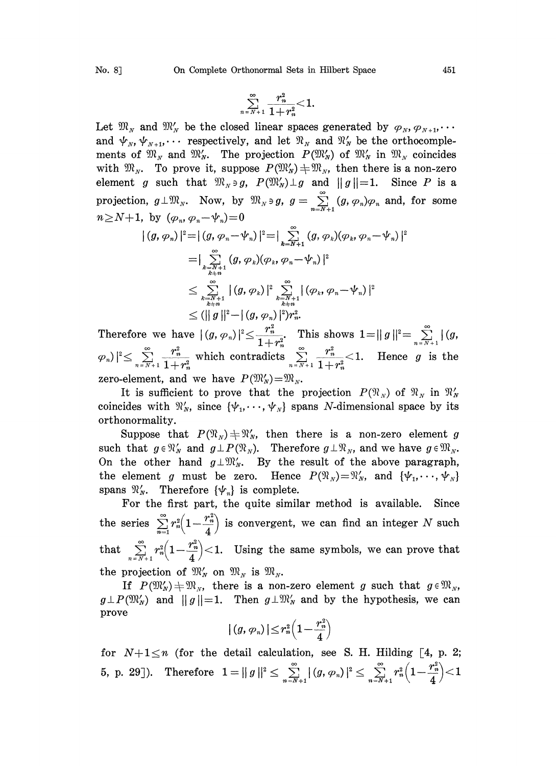$$\sum_{n=N+1}^{\infty} \frac{r_n^2}{1+r_n^2} < 1.$$

Let $\mathfrak{M}_N$ and $\mathfrak{M}'_N$ be the closed linear spaces generated by $\varphi_N, \varphi_{N+1}, \cdots$ and $\psi_N, \psi_{N+1}, \cdots$ respectively, and let $\mathfrak{N}_N$ and $\mathfrak{N}'_N$ be the orthocomplements of $\mathfrak{M}_N$ and $\mathfrak{M}'_N$. The projection $P(\mathfrak{M}'_N)$ of $\mathfrak{M}'_N$ in $\mathfrak{M}_N$ coincides with $\mathfrak{M}_N$. To prove it, suppose $P(\mathfrak{M}'_N) \neq \mathfrak{M}_N$, then there is a non-zero element $g$ such that $\mathfrak{M}_N \ni g$, $P(\mathfrak{M}'_N) \perp g$ and $\|g\|=1$. Since $P$ is a projection, $g \perp \mathfrak{M}_N$. Now, by $\mathfrak{M}_N \ni g$, $g = \sum_{n=N+1}^{\infty} (g, \varphi_n)\varphi_n$ and, for some $n \geq N+1$, by $(\varphi_n, \varphi_n - \psi_n)=0$

$$\begin{aligned}
|(g, \varphi_n)|^2 &= |(g, \varphi_n - \psi_n)|^2 = \Big|\sum_{k=N+1}^{\infty} (g, \varphi_k)(\varphi_k, \varphi_n - \psi_n)\Big|^2 \\
&= \Big|\sum_{\substack{k=N+1 \\ k\neq n}}^{\infty} (g, \varphi_k)(\varphi_k, \varphi_n - \psi_n)\Big|^2 \\
&\leq \sum_{\substack{k=N+1 \\ k\neq n}}^{\infty} |(g, \varphi_k)|^2 \sum_{\substack{k=N+1 \\ k\neq n}}^{\infty} |(\varphi_k, \varphi_n - \psi_n)|^2 \\
&\leq (\|g\|^2 - |(g, \varphi_n)|^2) r_n^2.
\end{aligned}$$

Therefore we have $|(g, \varphi_n)|^2 \leq \frac{r_n^2}{1+r_n^2}$. This shows $1 = \|g\|^2 = \sum_{n=N+1}^{\infty} |(g, \varphi_n)|^2 \leq \sum_{n=N+1}^{\infty} \frac{r_n^2}{1+r_n^2}$ which contradicts $\sum_{n=N+1}^{\infty} \frac{r_n^2}{1+r_n^2} < 1$. Hence $g$ is the zero-element, and we have $P(\mathfrak{M}'_N) = \mathfrak{M}_N$.

It is sufficient to prove that the projection $P(\mathfrak{N}_N)$ of $\mathfrak{N}_N$ in $\mathfrak{N}'_N$ coincides with $\mathfrak{N}'_N$, since $\{\psi_1, \cdots, \psi_N\}$ spans $N$-dimensional space by its orthonormality.

Suppose that $P(\mathfrak{N}_N) \neq \mathfrak{N}'_N$, then there is a non-zero element $g$ such that $g \in \mathfrak{N}'_N$ and $g \perp P(\mathfrak{N}_N)$. Therefore $g \perp \mathfrak{N}_N$, and we have $g \in \mathfrak{M}_N$. On the other hand $g \perp \mathfrak{M}'_N$. By the result of the above paragraph, the element $g$ must be zero. Hence $P(\mathfrak{N}_N) = \mathfrak{N}'_N$, and $\{\psi_1, \cdots, \psi_N\}$ spans $\mathfrak{N}'_N$. Therefore $\{\psi_n\}$ is complete.

For the first part, the quite similar method is available. Since the series $\sum_{n=1}^{\infty} r_n^2\left(1 - \frac{r_n^2}{4}\right)$ is convergent, we can find an integer $N$ such that $\sum_{n=N+1}^{\infty} r_n^2\left(1 - \frac{r_n^2}{4}\right) < 1$. Using the same symbols, we can prove that the projection of $\mathfrak{M}'_N$ on $\mathfrak{M}_N$ is $\mathfrak{M}_N$.

If $P(\mathfrak{M}'_N) \neq \mathfrak{M}_N$, there is a non-zero element $g$ such that $g \in \mathfrak{M}_N$, $g \perp P(\mathfrak{M}'_N)$ and $\|g\|=1$. Then $g \perp \mathfrak{M}'_N$ and by the hypothesis, we can prove

$$|(g, \varphi_n)| \leq r_n^2\left(1 - \frac{r_n^2}{4}\right)$$

for $N+1 \leq n$ (for the detail calculation, see S. H. Hilding [4, p. 2; 5, p. 29]). Therefore $1 = \|g\|^2 \leq \sum_{n=N+1}^{\infty} |(g, \varphi_n)|^2 \leq \sum_{n=N+1}^{\infty} r_n^2\left(1 - \frac{r_n^2}{4}\right) < 1$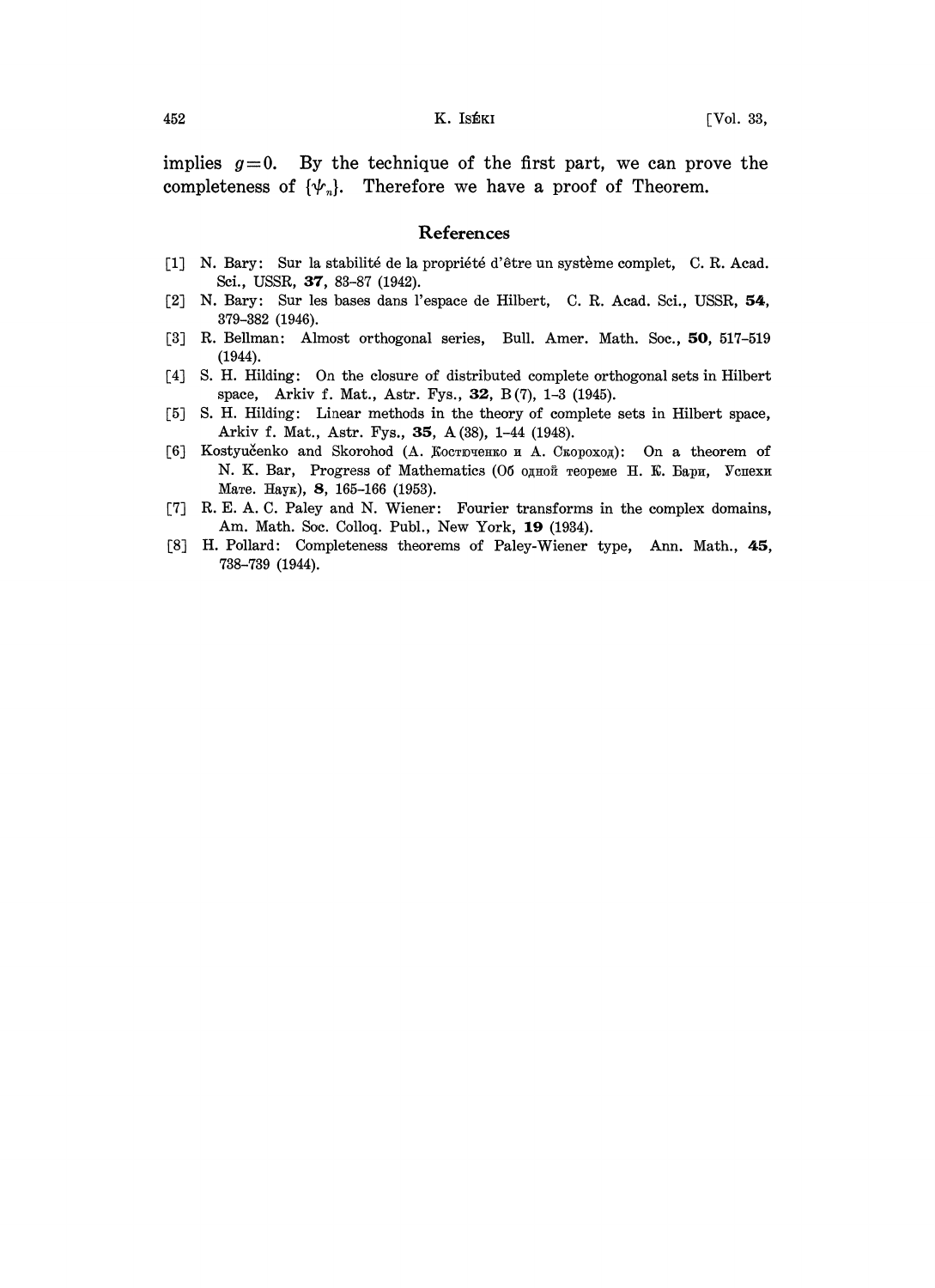implies $g=0$. By the technique of the first part, we can prove the completeness of $\{\psi_n\}$. Therefore we have a proof of Theorem.

## References

[1] N. Bary: Sur la stabilité de la propriété d'être un système complet, C. R. Acad. Sci., USSR, **37**, 83–87 (1942).

[2] N. Bary: Sur les bases dans l'espace de Hilbert, C. R. Acad. Sci., USSR, **54**, 379–382 (1946).

[3] R. Bellman: Almost orthogonal series, Bull. Amer. Math. Soc., **50**, 517–519 (1944).

[4] S. H. Hilding: On the closure of distributed complete orthogonal sets in Hilbert space, Arkiv f. Mat., Astr. Fys., **32**, B (7), 1–3 (1945).

[5] S. H. Hilding: Linear methods in the theory of complete sets in Hilbert space, Arkiv f. Mat., Astr. Fys., **35**, A (38), 1–44 (1948).

[6] Kostyučenko and Skorohod (A. Костюченко и A. Скороход): On a theorem of N. K. Bar, Progress of Mathematics (Об одной теореме Н. К. Бари, Успехи Мате. Наук), **8**, 165–166 (1953).

[7] R. E. A. C. Paley and N. Wiener: Fourier transforms in the complex domains, Am. Math. Soc. Colloq. Publ., New York, **19** (1934).

[8] H. Pollard: Completeness theorems of Paley-Wiener type, Ann. Math., **45**, 738–739 (1944).